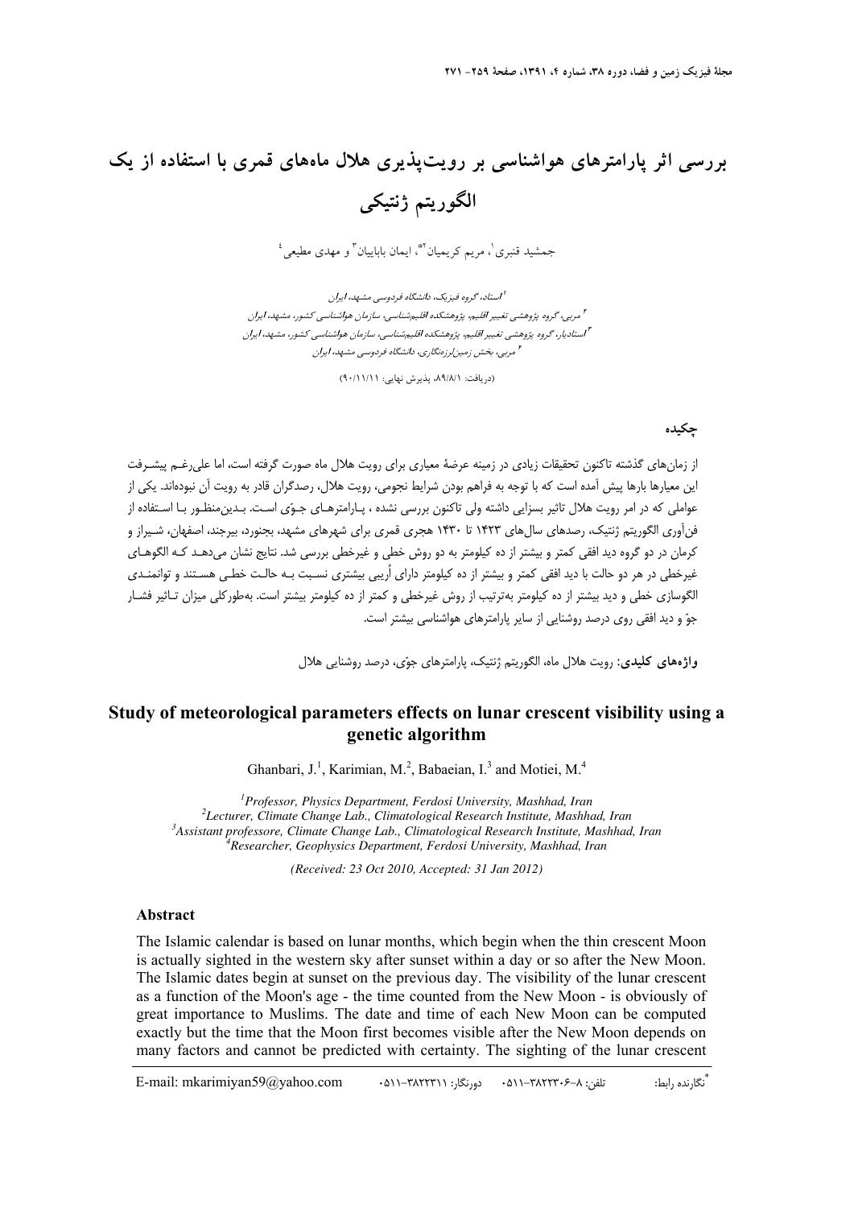# بررسی اثر پارامترهای هواشناسی بر رویت‌پذیری هلال ماه‌های قمری با استفاده از یک الگوریتم ژنتیکی

جمشید قنبری[1]، مریم کریمیان[2]*، ایمان بابائیان[3] و مهدی مطیعی[4]

[1] استاد، گروه فیزیک، دانشگاه فردوسی مشهد، ایران

[2] مربی، گروه پژوهشی تغییر اقلیم، پژوهشکده اقلیم‌شناسی، سازمان هواشناسی کشور، مشهد، ایران

[3] استادیار، گروه پژوهشی تغییر اقلیم، پژوهشکده اقلیم‌شناسی، سازمان هواشناسی کشور، مشهد، ایران

[4] مربی، بخش زمین‌لرزه‌نگاری، دانشگاه فردوسی مشهد، ایران

(دریافت: ۸۹/۸/۱، پذیرش نهایی: ۹۰/۱۱/۱۱)

## چکیده

از زمان‌های گذشته تاکنون تحقیقات زیادی در زمینه عرضهٔ معیاری برای رویت هلال ماه صورت گرفته است، اما علی‌رغم پیشرفت این معیارها بارها پیش آمده است که با توجه به فراهم بودن شرایط نجومی، رویت هلال، رصدگران قادر به رویت آن نبوده‌اند. یکی از عواملی که در امر رویت هلال تاثیر بسزایی داشته ولی تاکنون بررسی نشده ، پارامترهای جوّی است. بدین‌منظور با استفاده از فن‌آوری الگوریتم ژنتیک، رصدهای سال‌های ۱۴۲۳ تا ۱۴۳۰ هجری قمری برای شهرهای مشهد، بجنورد، بیرجند، اصفهان، شیراز و کرمان در دو گروه دید افقی کمتر و بیشتر از ده کیلومتر به دو روش خطی و غیرخطی بررسی شد. نتایج نشان می‌دهد که الگوهای غیرخطی در هر دو حالت با دید افقی کمتر و بیشتر از ده کیلومتر دارای اُریبی بیشتری نسبت به حالت خطی هستند و توانمندی الگوسازی خطی و دید بیشتر از ده کیلومتر به‌ترتیب از روش غیرخطی و کمتر از ده کیلومتر بیشتر است. به‌طورکلی میزان تاثیر فشار جوّ و دید افقی روی درصد روشنایی از سایر پارامترهای هواشناسی بیشتر است.

**واژه‌های کلیدی:** رویت هلال ماه، الگوریتم ژنتیک، پارامترهای جوّی، درصد روشنایی هلال

# Study of meteorological parameters effects on lunar crescent visibility using a genetic algorithm

Ghanbari, J.[1], Karimian, M.[2], Babaeian, I.[3] and Motiei, M.[4]

*[1]Professor, Physics Department, Ferdosi University, Mashhad, Iran*

*[2]Lecturer, Climate Change Lab., Climatological Research Institute, Mashhad, Iran*

*[3]Assistant professore, Climate Change Lab., Climatological Research Institute, Mashhad, Iran*

*[4]Researcher, Geophysics Department, Ferdosi University, Mashhad, Iran*

*(Received: 23 Oct 2010, Accepted: 31 Jan 2012)*

## Abstract

The Islamic calendar is based on lunar months, which begin when the thin crescent Moon is actually sighted in the western sky after sunset within a day or so after the New Moon. The Islamic dates begin at sunset on the previous day. The visibility of the lunar crescent as a function of the Moon's age - the time counted from the New Moon - is obviously of great importance to Muslims. The date and time of each New Moon can be computed exactly but the time that the Moon first becomes visible after the New Moon depends on many factors and cannot be predicted with certainty. The sighting of the lunar crescent

*نگارنده رابط: تلفن: ۸-۳۸۲۲۳۰۶-۰۵۱۱ دورنگار: ۳۸۲۲۳۱۱-۰۵۱۱ E-mail: mkarimiyan59@yahoo.com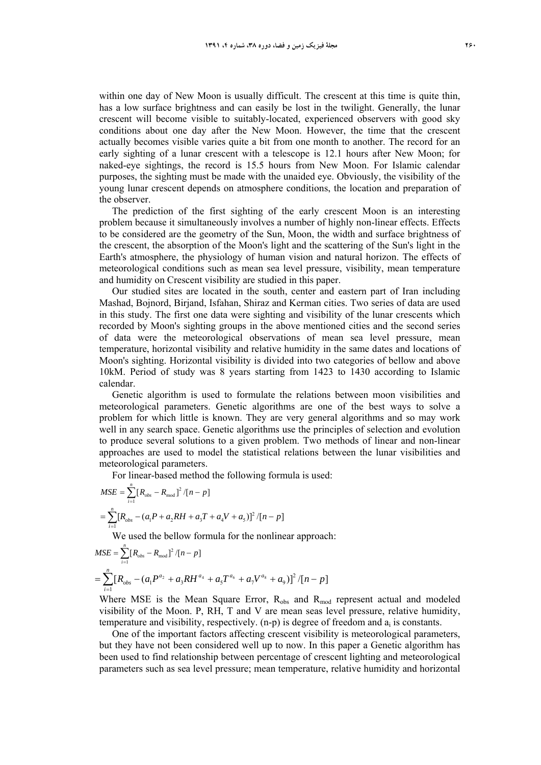within one day of New Moon is usually difficult. The crescent at this time is quite thin, has a low surface brightness and can easily be lost in the twilight. Generally, the lunar crescent will become visible to suitably-located, experienced observers with good sky conditions about one day after the New Moon. However, the time that the crescent actually becomes visible varies quite a bit from one month to another. The record for an early sighting of a lunar crescent with a telescope is 12.1 hours after New Moon; for naked-eye sightings, the record is 15.5 hours from New Moon. For Islamic calendar purposes, the sighting must be made with the unaided eye. Obviously, the visibility of the young lunar crescent depends on atmosphere conditions, the location and preparation of the observer.

The prediction of the first sighting of the early crescent Moon is an interesting problem because it simultaneously involves a number of highly non-linear effects. Effects to be considered are the geometry of the Sun, Moon, the width and surface brightness of the crescent, the absorption of the Moon's light and the scattering of the Sun's light in the Earth's atmosphere, the physiology of human vision and natural horizon. The effects of meteorological conditions such as mean sea level pressure, visibility, mean temperature and humidity on Crescent visibility are studied in this paper.

Our studied sites are located in the south, center and eastern part of Iran including Mashad, Bojnord, Birjand, Isfahan, Shiraz and Kerman cities. Two series of data are used in this study. The first one data were sighting and visibility of the lunar crescents which recorded by Moon's sighting groups in the above mentioned cities and the second series of data were the meteorological observations of mean sea level pressure, mean temperature, horizontal visibility and relative humidity in the same dates and locations of Moon's sighting. Horizontal visibility is divided into two categories of bellow and above 10kM. Period of study was 8 years starting from 1423 to 1430 according to Islamic calendar.

Genetic algorithm is used to formulate the relations between moon visibilities and meteorological parameters. Genetic algorithms are one of the best ways to solve a problem for which little is known. They are very general algorithms and so may work well in any search space. Genetic algorithms use the principles of selection and evolution to produce several solutions to a given problem. Two methods of linear and non-linear approaches are used to model the statistical relations between the lunar visibilities and meteorological parameters.

For linear-based method the following formula is used:

$$MSE = \sum_{i=1}^{n} [R_{obs} - R_{\text{mod}}]^2 / [n-p]$$

$$= \sum_{i=1}^{n} [R_{obs} - (a_1 P + a_2 RH + a_3 T + a_4 V + a_5)]^2 / [n-p]$$

We used the bellow formula for the nonlinear approach:

$$MSE = \sum_{i=1}^{n} [R_{obs} - R_{\text{mod}}]^2 / [n-p]$$

$$= \sum_{i=1}^{n} [R_{obs} - (a_1 P^{a_2} + a_3 RH^{a_4} + a_5 T^{a_6} + a_7 V^{a_8} + a_9)]^2 / [n-p]$$

Where MSE is the Mean Square Error, $R_{obs}$ and $R_{mod}$ represent actual and modeled visibility of the Moon. P, RH, T and V are mean seas level pressure, relative humidity, temperature and visibility, respectively. (n-p) is degree of freedom and $a_i$ is constants.

One of the important factors affecting crescent visibility is meteorological parameters, but they have not been considered well up to now. In this paper a Genetic algorithm has been used to find relationship between percentage of crescent lighting and meteorological parameters such as sea level pressure; mean temperature, relative humidity and horizontal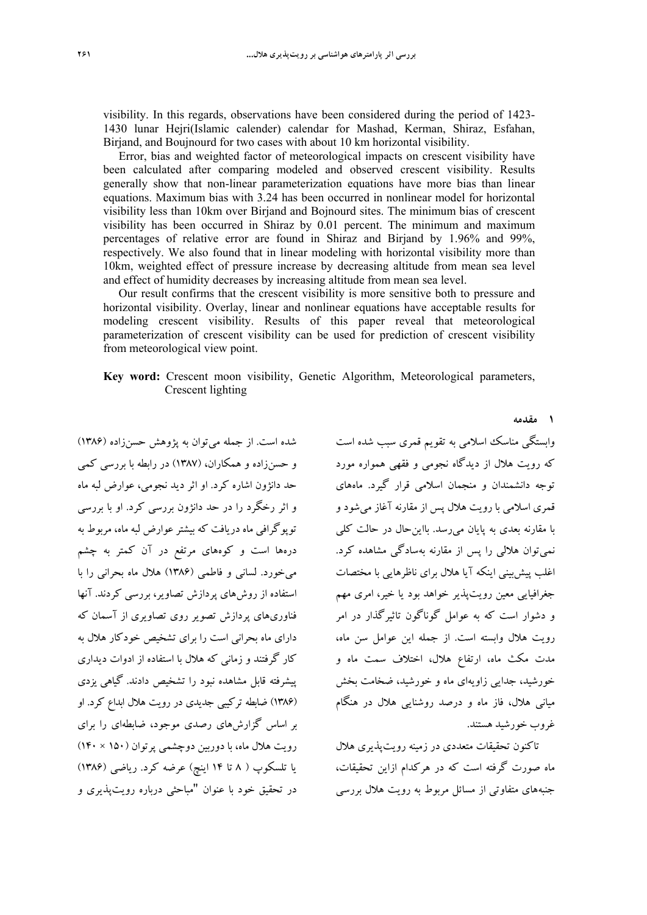visibility. In this regards, observations have been considered during the period of 1423-1430 lunar Hejri(Islamic calender) calendar for Mashad, Kerman, Shiraz, Esfahan, Birjand, and Boujnourd for two cases with about 10 km horizontal visibility.

Error, bias and weighted factor of meteorological impacts on crescent visibility have been calculated after comparing modeled and observed crescent visibility. Results generally show that non-linear parameterization equations have more bias than linear equations. Maximum bias with 3.24 has been occurred in nonlinear model for horizontal visibility less than 10km over Birjand and Bojnourd sites. The minimum bias of crescent visibility has been occurred in Shiraz by 0.01 percent. The minimum and maximum percentages of relative error are found in Shiraz and Birjand by 1.96% and 99%, respectively. We also found that in linear modeling with horizontal visibility more than 10km, weighted effect of pressure increase by decreasing altitude from mean sea level and effect of humidity decreases by increasing altitude from mean sea level.

Our result confirms that the crescent visibility is more sensitive both to pressure and horizontal visibility. Overlay, linear and nonlinear equations have acceptable results for modeling crescent visibility. Results of this paper reveal that meteorological parameterization of crescent visibility can be used for prediction of crescent visibility from meteorological view point.

**Key word:** Crescent moon visibility, Genetic Algorithm, Meteorological parameters, Crescent lighting

## ۱ مقدمه

وابستگی مناسک اسلامی به تقویم قمری سبب شده است که رویت هلال از دیدگاه نجومی و فقهی همواره مورد توجه دانشمندان و منجمان اسلامی قرار گیرد. ماه‌های قمری اسلامی با رویت هلال پس از مقارنه آغاز می‌شود و با مقارنه بعدی به پایان می‌رسد. بااین‌حال در حالت کلی نمی‌توان هلالی را پس از مقارنه به‌سادگی مشاهده کرد. اغلب پیش‌بینی اینکه آیا هلال برای ناظرهایی با مختصات جغرافیایی معین رویت‌پذیر خواهد بود یا خیر، امری مهم و دشوار است که به عوامل گوناگون تاثیرگذار در امر رویت هلال وابسته است. از جمله این عوامل سن ماه، مدت مکث ماه، ارتفاع هلال، اختلاف سمت ماه و خورشید، جدایی زاویه‌ای ماه و خورشید، ضخامت بخش میانی هلال، فاز ماه و درصد روشنایی هلال در هنگام غروب خورشید هستند.

تاکنون تحقیقات متعددی در زمینه رویت‌پذیری هلال ماه صورت گرفته است که در هرکدام ازاین تحقیقات، جنبه‌های متفاوتی از مسائل مربوط به رویت هلال بررسی شده است. از جمله می‌توان به پژوهش حسن‌زاده (۱۳۸۶) و حسن‌زاده و همکاران، (۱۳۸۷) در رابطه با بررسی کمی حد دانژون اشاره کرد. او اثر دید نجومی، عوارض لبه ماه و اثر رخگرد را در حد دانژون بررسی کرد. او با بررسی توپوگرافی ماه دریافت که بیشتر عوارض لبه ماه، مربوط به دره‌ها است و کوه‌های مرتفع در آن کمتر به چشم می‌خورد. لسانی و فاطمی (۱۳۸۶) هلال ماه بحرانی را با استفاده از روش‌های پردازش تصاویر، بررسی کردند. آنها فناوری‌های پردازش تصویر روی تصاویری از آسمان که دارای ماه بحرانی است را برای تشخیص خودکار هلال به کار گرفتند و زمانی که هلال با استفاده از ادوات دیداری پیشرفته قابل مشاهده نبود را تشخیص دادند. گیاهی یزدی (۱۳۸۶) ضابطه ترکیبی جدیدی در رویت هلال ابداع کرد. او بر اساس گزارش‌های رصدی موجود، ضابطه‌ای را برای رویت هلال ماه، با دوربین دوچشمی پرتوان (۱۵۰ × ۱۴۰) یا تلسکوپ ( ۸ تا ۱۴ اینچ) عرضه کرد. ریاضی (۱۳۸۶) در تحقیق خود با عنوان "مباحثی درباره رویت‌پذیری و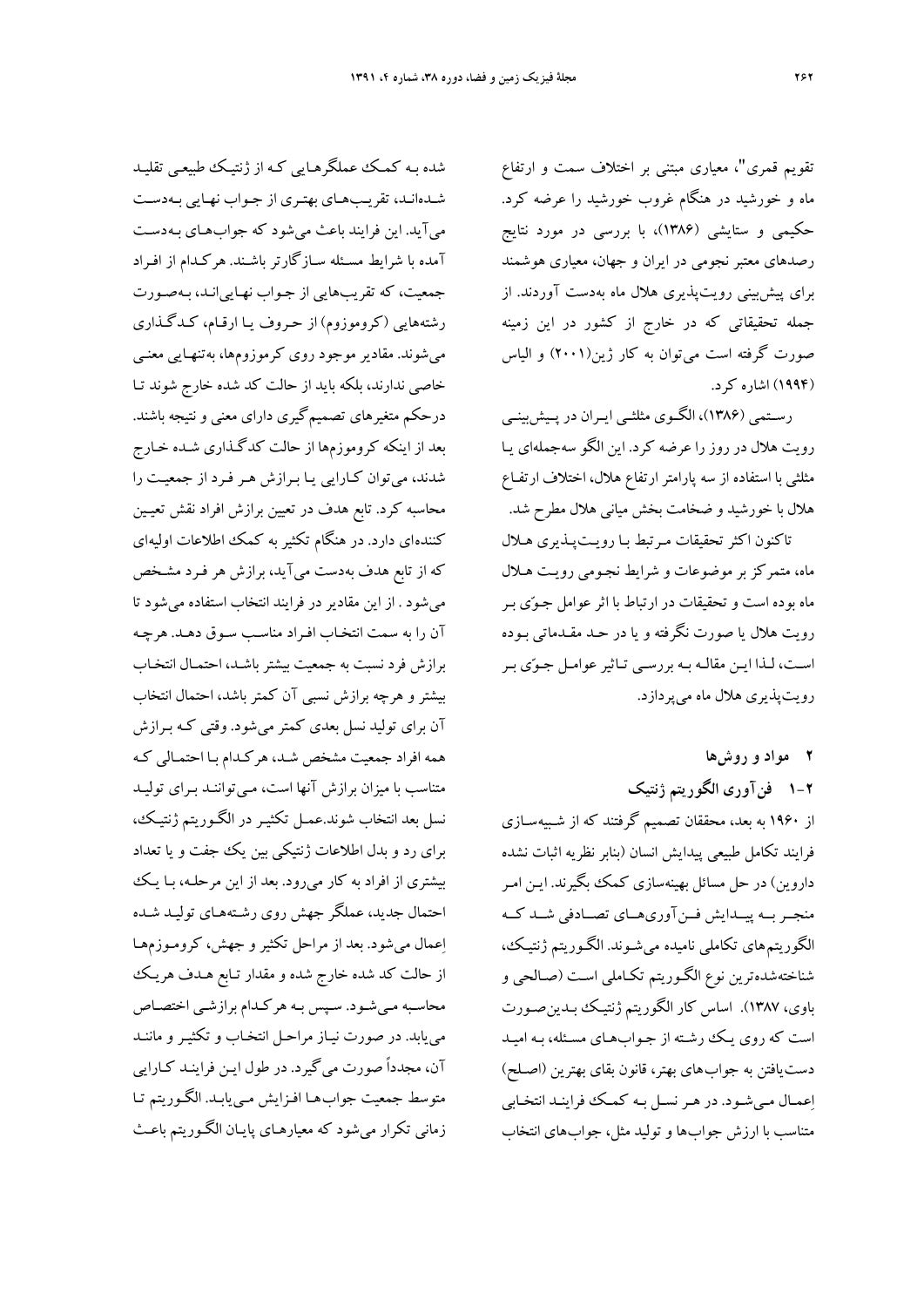تقویم قمری"، معیاری مبتنی بر اختلاف سمت و ارتفاع ماه و خورشید در هنگام غروب خورشید را عرضه کرد. حکیمی و ستایشی (۱۳۸۶)، با بررسی در مورد نتایج رصدهای معتبر نجومی در ایران و جهان، معیاری هوشمند برای پیش‌بینی رویت‌پذیری هلال ماه به‌دست آوردند. از جمله تحقیقاتی که در خارج از کشور در این زمینه صورت گرفته است می‌توان به کار ژین(۲۰۰۱) و الیاس (۱۹۹۴) اشاره کرد.

رستمی (۱۳۸۶)، الگوی مثلثی ایران در پیش‌بینی رویت هلال در روز را عرضه کرد. این الگو سه‌جمله‌ای یا مثلثی با استفاده از سه پارامتر ارتفاع هلال، اختلاف ارتفاع هلال با خورشید و ضخامت بخش میانی هلال مطرح شد.

تاکنون اکثر تحقیقات مرتبط با رویت‌پذیری هلال ماه، متمرکز بر موضوعات و شرایط نجومی رویت هلال ماه بوده است و تحقیقات در ارتباط با اثر عوامل جوّی بر رویت هلال یا صورت نگرفته و یا در حد مقدماتی بوده است، لذا این مقاله به بررسی تاثیر عوامل جوّی بر رویت‌پذیری هلال ماه می‌پردازد.

## ۲ مواد و روش‌ها

### ۲-۱ فن‌آوری الگوریتم ژنتیک

از ۱۹۶۰ به بعد، محققان تصمیم گرفتند که از شبیه‌سازی فرایند تکامل طبیعی پیدایش انسان (بنابر نظریه اثبات نشده داروین) در حل مسائل بهینه‌سازی کمک بگیرند. این امر منجر به پیدایش فن‌آوری‌های تصادفی شد که الگوریتم‌های تکاملی نامیده می‌شوند. الگوریتم ژنتیک، شناخته‌شده‌ترین نوع الگوریتم تکاملی است (صالحی و باوی، ۱۳۸۷). اساس کار الگوریتم ژنتیک بدین‌صورت است که روی یک رشته از جواب‌های مسئله، به امید دست‌یافتن به جواب‌های بهتر، قانون بقای بهترین (اصلح) اِعمال می‌شود. در هر نسل به کمک فرایند انتخابی متناسب با ارزش جواب‌ها و تولید مثل، جواب‌های انتخاب شده به کمک عملگرهایی که از ژنتیک طبیعی تقلید شده‌اند، تقریب‌های بهتری از جواب نهایی به‌دست می‌آید. این فرایند باعث می‌شود که جواب‌های به‌دست آمده با شرایط مسئله سازگارتر باشند. هرکدام از افراد جمعیت، که تقریب‌هایی از جواب نهایی‌اند، به‌صورت رشته‌هایی (کروموزوم) از حروف یا ارقام، کدگذاری می‌شوند. مقادیر موجود روی کرموزوم‌ها، به‌تنهایی معنی خاصی ندارند، بلکه باید از حالت کد شده خارج شوند تا درحکم متغیرهای تصمیم‌گیری دارای معنی و نتیجه باشند. بعد از اینکه کروموزم‌ها از حالت کدگذاری شده خارج شدند، می‌توان کارایی یا برازش هر فرد از جمعیت را محاسبه کرد. تابع هدف در تعیین برازش افراد نقش تعیین کننده‌ای دارد. در هنگام تکثیر به کمک اطلاعات اولیه‌ای که از تابع هدف به‌دست می‌آید، برازش هر فرد مشخص می‌شود . از این مقادیر در فرایند انتخاب استفاده می‌شود تا آن را به سمت انتخاب افراد مناسب سوق دهد. هرچه برازش فرد نسبت به جمعیت بیشتر باشد، احتمال انتخاب بیشتر و هرچه برازش نسبی آن کمتر باشد، احتمال انتخاب آن برای تولید نسل بعدی کمتر می‌شود. وقتی که برازش همه افراد جمعیت مشخص شد، هرکدام با احتمالی که متناسب با میزان برازش آنها است، می‌توانند برای تولید نسل بعد انتخاب شوند.عمل تکثیر در الگوریتم ژنتیک، برای رد و بدل اطلاعات ژنتیکی بین یک جفت و یا تعداد بیشتری از افراد به کار می‌رود. بعد از این مرحله، با یک احتمال جدید، عملگر جهش روی رشته‌های تولید شده اِعمال می‌شود. بعد از مراحل تکثیر و جهش، کروموزم‌ها از حالت کد شده خارج شده و مقدار تابع هدف هریک محاسبه می‌شود. سپس به هرکدام برازشی اختصاص می‌یابد. در صورت نیاز مراحل انتخاب و تکثیر و مانند آن، مجدداً صورت می‌گیرد. در طول این فرایند کارایی متوسط جمعیت جواب‌ها افزایش می‌یابد. الگوریتم تا زمانی تکرار می‌شود که معیارهای پایان الگوریتم باعث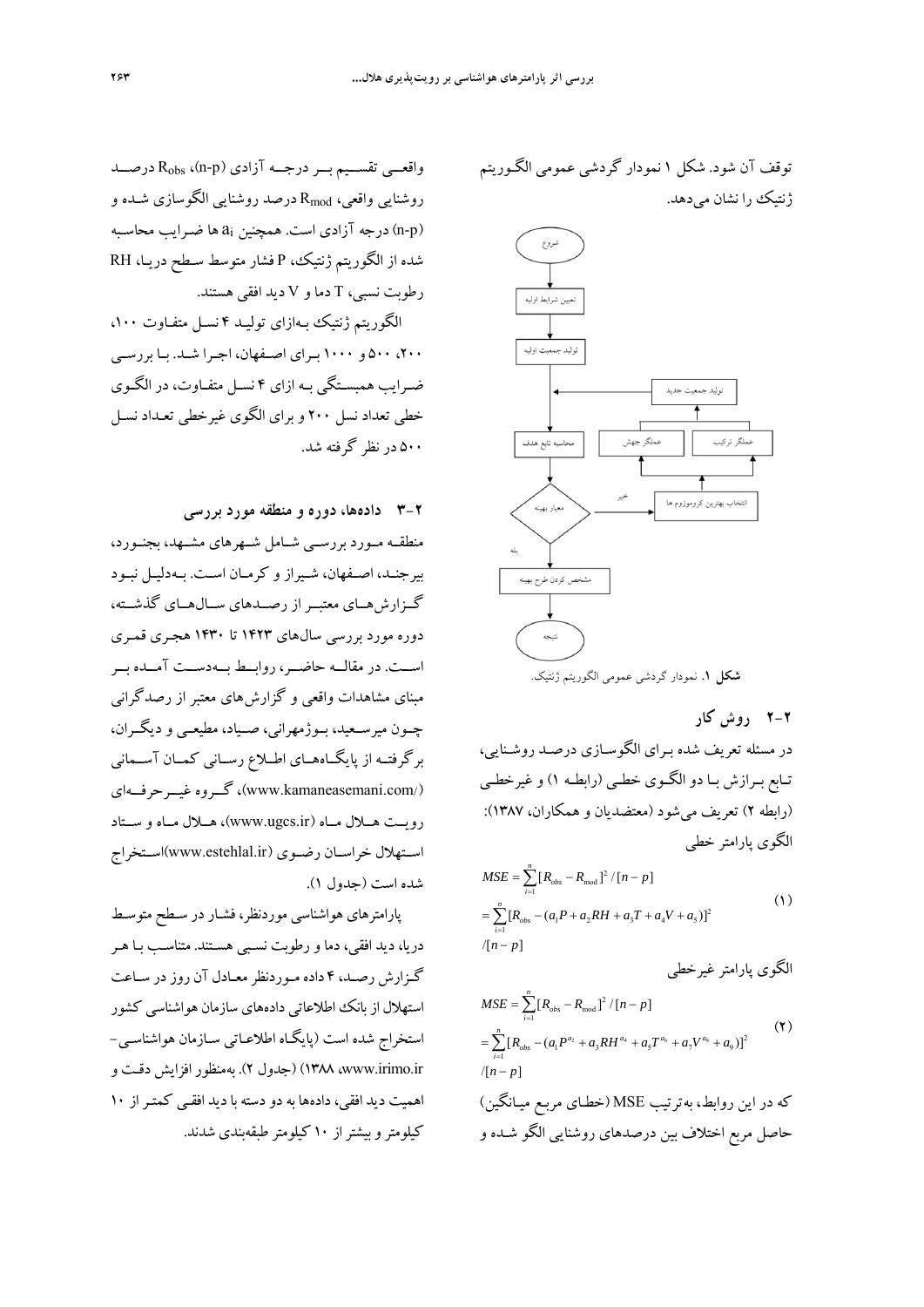توقف آن شود. شکل ۱ نمودار گردشی عمومی الگوریتم ژنتیک را نشان می‌دهد.

شروع

تعیین شرایط اولیه

تولید جمعیت اولیه

محاسبه تابع هدف

معیار بهینه

خیر

انتخاب بهترین کروموزوم ها

عملگر جهش

عملگر ترکیب

تولید جمعیت جدید

بله

مشخص کردن طرح بهینه

نتیجه

**شکل ۱.** نمودار گردشی عمومی الگوریتم ژنتیک.

## ۲-۲ روش کار

در مسئله تعریف شده برای الگوسازی درصد روشنایی، تابع برازش با دو الگوی خطی (رابطه ۱) و غیرخطی (رابطه ۲) تعریف می‌شود (معتضدیان و همکاران، ۱۳۸۷):

الگوی پارامتر خطی

$$MSE = \sum_{i=1}^{n}[R_{obs} - R_{mod}]^2 / [n-p] = \sum_{i=1}^{n}[R_{obs} - (a_1P + a_2RH + a_3T + a_4V + a_5)]^2 / [n-p] \quad (۱)$$

الگوی پارامتر غیرخطی

$$MSE = \sum_{i=1}^{n}[R_{obs} - R_{mod}]^2 / [n-p] = \sum_{i=1}^{n}[R_{obs} - (a_1P^{a_2} + a_3RH^{a_4} + a_5T^{a_6} + a_7V^{a_8} + a_9)]^2 / [n-p] \quad (۲)$$

که در این روابط، به‌ترتیب MSE (خطای مربع میانگین) حاصل مربع اختلاف بین درصدهای روشنایی الگو شده و واقعی تقسیم بر درجه آزادی (n-p)، $R_{obs}$ درصد روشنایی واقعی، $R_{mod}$ درصد روشنایی الگوسازی شده و (n-p) درجه آزادی است. همچنین $a_i$ها ضرایب محاسبه شده از الگوریتم ژنتیک، P فشار متوسط سطح دریا، RH رطوبت نسبی، T دما و V دید افقی هستند.

الگوریتم ژنتیک به‌ازای تولید ۴ نسل متفاوت ۱۰۰، ۲۰۰، ۵۰۰ و ۱۰۰۰ برای اصفهان، اجرا شد. با بررسی ضرایب همبستگی به ازای ۴ نسل متفاوت، در الگوی خطی تعداد نسل ۲۰۰ و برای الگوی غیرخطی تعداد نسل ۵۰۰ در نظر گرفته شد.

## ۲-۳ داده‌ها، دوره و منطقه مورد بررسی

منطقه مورد بررسی شامل شهرهای مشهد، بجنورد، بیرجند، اصفهان، شیراز و کرمان است. به‌دلیل نبود گزارش‌های معتبر از رصدهای سال‌های گذشته، دوره مورد بررسی سال‌های ۱۴۲۳ تا ۱۴۳۰ هجری قمری است. در مقاله حاضر، روابط به‌دست آمده بر مبنای مشاهدات واقعی و گزارش‌های معتبر از رصدگرانی چون میرسعید، بوژمهرانی، صیاد، مطیعی و دیگران، برگرفته از پایگاه‌های اطلاع رسانی کمان آسمانی (www.kamaneasemani.com/)، گروه غیرحرفه‌ای رویت هلال ماه (www.ugcs.ir)، هلال ماه و ستاد استهلال خراسان رضوی (www.estehlal.ir)استخراج شده است (جدول ۱).

پارامترهای هواشناسی موردنظر، فشار در سطح متوسط دریا، دید افقی، دما و رطوبت نسبی هستند. متناسب با هر گزارش رصد، ۴ داده موردنظر معادل آن روز در ساعت استهلال از بانک اطلاعاتی داده‌های سازمان هواشناسی کشور استخراج شده است (پایگاه اطلاعاتی سازمان هواشناسی- www.irimo.ir، ۱۳۸۸) (جدول ۲). به‌منظور افزایش دقت و اهمیت دید افقی، داده‌ها به دو دسته با دید افقی کمتر از ۱۰ کیلومتر و بیشتر از ۱۰ کیلومتر طبقه‌بندی شدند.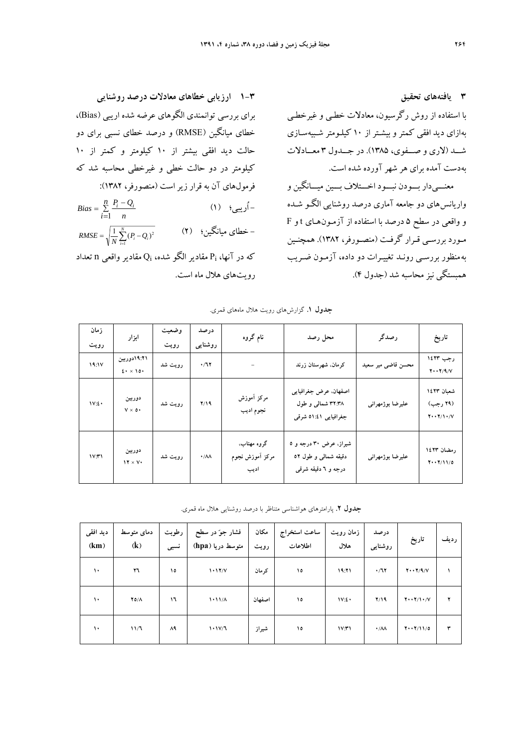## ۳ یافته‌های تحقیق

با استفاده از روش رگرسیون، معادلات خطی و غیرخطی به‌ازای دید افقی کمتر و بیشتر از ۱۰ کیلومتر شبیه‌سازی شد (لاری و صفوی، ۱۳۸۵). در جدول ۳ معادلات به‌دست آمده برای هر شهر آورده شده است.

معنی‌دار نبودن اختلاف بین میانگین و واریانس‌های دو جامعه آماری درصد روشنایی الگو شده و واقعی در سطح ۵ درصد با استفاده از آزمون‌های t و F مورد بررسی قرار گرفت (منصورفر، ۱۳۸۲). همچنین به‌منظور بررسی روند تغییرات دو داده، آزمون ضریب همبستگی نیز محاسبه شد (جدول ۴).

### ۳-۱ ارزیابی خطاهای معادلات درصد روشنایی

برای بررسی توانمندی الگوهای عرضه شده اریبی (Bias)، خطای میانگین (RMSE) و درصد خطای نسبی برای دو حالت دید افقی بیشتر از ۱۰ کیلومتر و کمتر از ۱۰ کیلومتر در دو حالت خطی و غیرخطی محاسبه شد که فرمول‌های آن به قرار زیر است (منصورفر، ۱۳۸۲):

– اُریبی؛ (۱)

$$Bias = \sum_{i=1}^{n} \frac{P_i - Q_i}{n}$$

– خطای میانگین؛ (۲)

$$RMSE = \sqrt{\frac{1}{N}\sum_{i=1}^{N}(P_i - Q_i)^2}$$

که در آنها، $P_i$ مقادیر الگو شده، $Q_i$ مقادیر واقعی n تعداد رویت‌های هلال ماه است.

**جدول ۱.** گزارش‌های رویت هلال ماه‌های قمری.

| تاریخ | رصدگر | محل رصد | نام گروه | درصد روشنایی | وضعیت رویت | ابزار | زمان رویت |
|---|---|---|---|---|---|---|---|
| رجب ۱۴۲۳ ۲۰۰۲/۹/۷ | محسن قاضی میر سعید | کرمان، شهرستان زرند | – | ۰/۶۲ | رویت شد | ۱۹:۲۱دوربین ۱۵۰ × ۴۰ | ۱۹:۱۷ |
| شعبان ۱۴۲۳ (۲۹ رجب) ۲۰۰۲/۱۰/۷ | علیرضا بوژمهرانی | اصفهان، عرض جغرافیایی ۳۲:۳۸ شمالی و طول جغرافیایی ۵۱:۴۱ شرقی | مرکز آموزش نجوم ادیب | ۲/۱۹ | رویت شد | دوربین ۵۰ × ۷ | ۱۷:۴۰ |
| رمضان ۱۴۲۳ ۲۰۰۲/۱۱/۵ | علیرضا بوژمهرانی | شیراز، عرض ۳۰ درجه و ۵ دقیقه شمالی و طول ۵۲ درجه و ۶ دقیقه شرقی | گروه مهتاب، مرکز آموزش نجوم ادیب | ۰/۸۸ | رویت شد | دوربین ۷۰ × ۱۲ | ۱۷:۳۱ |

**جدول ۲.** پارامترهای هواشناسی متناظر با درصد روشنایی هلال ماه قمری.

| ردیف | تاریخ | درصد روشنایی | زمان رویت هلال | ساعت استخراج اطلاعات | مکان رویت | فشار جوّ در سطح متوسط دریا (hpa) | رطوبت نسبی | دمای متوسط (k) | دید افقی (km) |
|---|---|---|---|---|---|---|---|---|---|
| ۱ | ۲۰۰۲/۹/۷ | ۰/۶۲ | ۱۹:۲۱ | ۱۵ | کرمان | ۱۰۱۲/۷ | ۱۵ | ۳۶ | ۱۰ |
| ۲ | ۲۰۰۲/۱۰/۷ | ۲/۱۹ | ۱۷:۴۰ | ۱۵ | اصفهان | ۱۰۱۱/۸ | ۱۶ | ۲۵/۸ | ۱۰ |
| ۳ | ۲۰۰۲/۱۱/۵ | ۰/۸۸ | ۱۷:۳۱ | ۱۵ | شیراز | ۱۰۱۷/۶ | ۸۹ | ۱۱/۶ | ۱۰ |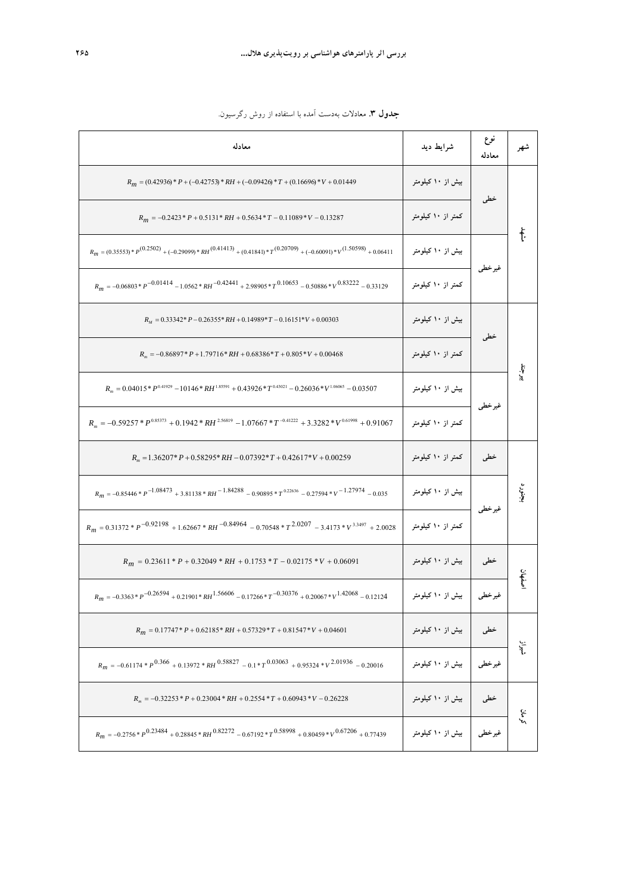**جدول ۳.** معادلات به‌دست آمده با استفاده از روش رگرسیون.

| شهر | نوع معادله | شرایط دید | معادله |
|---|---|---|---|
| مشهد | خطی | بیش از ۱۰ کیلومتر | $R_m = (0.42936)*P + (-0.42753)*RH + (-0.09426)*T + (0.16696)*V + 0.01449$ |
| | | کمتر از ۱۰ کیلومتر | $R_m = -0.2423*P + 0.5131*RH + 0.5634*T - 0.11089*V - 0.13287$ |
| | غیرخطی | بیش از ۱۰ کیلومتر | $R_m = (0.35553)*P^{(0.2502)} + (-0.29099)*RH^{(0.41413)} + (0.41841)*T^{(0.20709)} + (-0.60091)*V^{(1.50598)} + 0.06411$ |
| | | کمتر از ۱۰ کیلومتر | $R_m = -0.06803*P^{-0.01414} - 1.0562*RH^{-0.42441} + 2.98905*T^{0.10653} - 0.50886*V^{0.83222} - 0.33129$ |
| بیرجند | خطی | بیش از ۱۰ کیلومتر | $R_M = 0.33342*P - 0.26355*RH + 0.14989*T - 0.16151*V + 0.00303$ |
| | | کمتر از ۱۰ کیلومتر | $R_m = -0.86897*P + 1.79716*RH + 0.68386*T + 0.805*V + 0.00468$ |
| | غیرخطی | بیش از ۱۰ کیلومتر | $R_m = 0.04015*P^{0.41929} - 10146*RH^{1.85591} + 0.43926*T^{0.43021} - 0.26036*V^{1.06065} - 0.03507$ |
| | | کمتر از ۱۰ کیلومتر | $R_m = -0.59257*P^{0.85373} + 0.1942*RH^{2.56819} - 1.07667*T^{-0.41222} + 3.3282*V^{0.61998} + 0.91067$ |
| بجنورد | خطی | کمتر از ۱۰ کیلومتر | $R_m = 1.36207*P + 0.58295*RH - 0.07392*T + 0.42617*V + 0.00259$ |
| | غیرخطی | بیش از ۱۰ کیلومتر | $R_m = -0.85446*P^{-1.08473} + 3.81138*RH^{-1.84288} - 0.90895*T^{0.22636} - 0.27594*V^{-1.27974} - 0.035$ |
| | | کمتر از ۱۰ کیلومتر | $R_m = 0.31372*P^{-0.92198} + 1.62667*RH^{-0.84964} - 0.70548*T^{2.0207} - 3.4173*V^{3.3497} + 2.0028$ |
| اصفهان | خطی | بیش از ۱۰ کیلومتر | $R_m = 0.23611*P + 0.32049*RH + 0.1753*T - 0.02175*V + 0.06091$ |
| | غیرخطی | بیش از ۱۰ کیلومتر | $R_m = -0.3363*P^{-0.26594} + 0.21901*RH^{1.56606} - 0.17266*T^{-0.30376} + 0.20067*V^{1.42068} - 0.12124$ |
| شیراز | خطی | بیش از ۱۰ کیلومتر | $R_m = 0.17747*P + 0.62185*RH + 0.57329*T + 0.81547*V + 0.04601$ |
| | غیرخطی | بیش از ۱۰ کیلومتر | $R_m = -0.61174*P^{0.366} + 0.13972*RH^{0.58827} - 0.1*T^{0.03063} + 0.95324*V^{2.01936} - 0.20016$ |
| کرمان | خطی | بیش از ۱۰ کیلومتر | $R_m = -0.32253*P + 0.23004*RH + 0.2554*T + 0.60943*V - 0.26228$ |
| | غیرخطی | بیش از ۱۰ کیلومتر | $R_m = -0.2756*P^{0.23484} + 0.28845*RH^{0.82272} - 0.67192*T^{0.58998} + 0.80459*V^{0.67206} + 0.77439$ |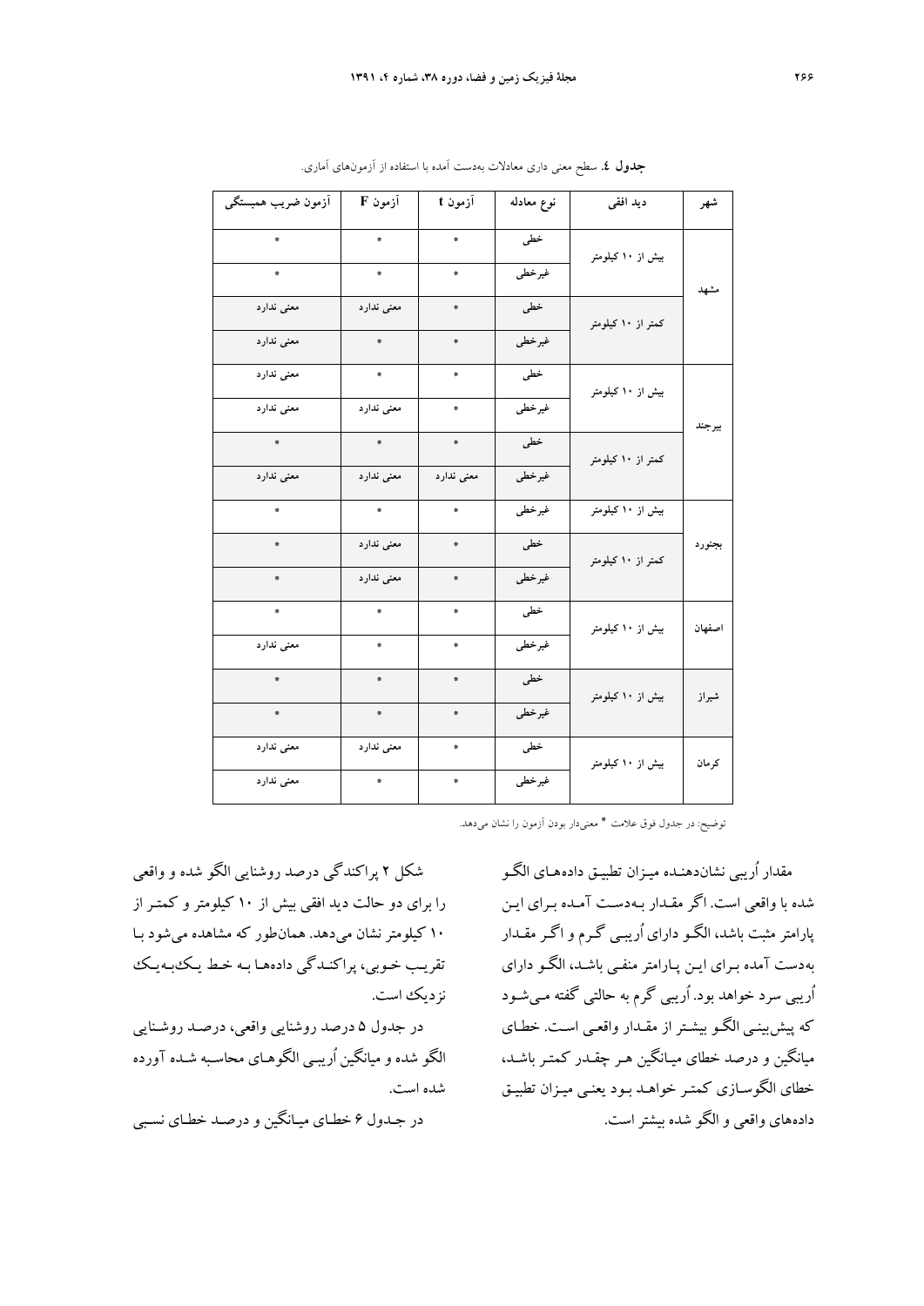**جدول ٤.** سطح معنی داری معادلات به‌دست آمده با استفاده از آزمون‌های آماری.

| شهر | دید افقی | نوع معادله | آزمون t | آزمون F | آزمون ضریب همبستگی |
|---|---|---|---|---|---|
| مشهد | بیش از ۱۰ کیلومتر | خطی | * | * | * |
| | | غیرخطی | * | * | * |
| | کمتر از ۱۰ کیلومتر | خطی | * | معنی ندارد | معنی ندارد |
| | | غیرخطی | * | * | معنی ندارد |
| بیرجند | بیش از ۱۰ کیلومتر | خطی | * | * | معنی ندارد |
| | | غیرخطی | * | معنی ندارد | معنی ندارد |
| | کمتر از ۱۰ کیلومتر | خطی | * | * | * |
| | | غیرخطی | معنی ندارد | معنی ندارد | معنی ندارد |
| بجنورد | بیش از ۱۰ کیلومتر | غیرخطی | * | * | * |
| | کمتر از ۱۰ کیلومتر | خطی | * | معنی ندارد | * |
| | | غیرخطی | * | معنی ندارد | * |
| اصفهان | بیش از ۱۰ کیلومتر | خطی | * | * | * |
| | | غیرخطی | * | * | معنی ندارد |
| شیراز | بیش از ۱۰ کیلومتر | خطی | * | * | * |
| | | غیرخطی | * | * | * |
| کرمان | بیش از ۱۰ کیلومتر | خطی | * | معنی ندارد | معنی ندارد |
| | | غیرخطی | * | * | معنی ندارد |

توضیح: در جدول فوق علامت * معنی‌دار بودن آزمون را نشان می‌دهد.

مقدار اُریبی نشان‌دهنده میزان تطبیق داده‌های الگو شده با واقعی است. اگر مقدار به‌دست آمده برای این پارامتر مثبت باشد، الگو دارای اُریبی گرم و اگر مقدار به‌دست آمده برای این پارامتر منفی باشد، الگو دارای اُریبی سرد خواهد بود. اُریبی گرم به حالتی گفته می‌شود که پیش‌بینی الگو بیشتر از مقدار واقعی است. خطای میانگین و درصد خطای میانگین هر چقدر کمتر باشد، خطای الگوسازی کمتر خواهد بود یعنی میزان تطبیق داده‌های واقعی و الگو شده بیشتر است.

شکل ۲ پراکندگی درصد روشنایی الگو شده و واقعی را برای دو حالت دید افقی بیش از ۱۰ کیلومتر و کمتر از ۱۰ کیلومتر نشان می‌دهد. همان‌طور که مشاهده می‌شود با تقریب خوبی، پراکندگی داده‌ها به خط یک‌به‌یک نزدیک است.

در جدول ۵ درصد روشنایی واقعی، درصد روشنایی الگو شده و میانگین اُریبی الگوهای محاسبه شده آورده شده است.

در جدول ۶ خطای میانگین و درصد خطای نسبی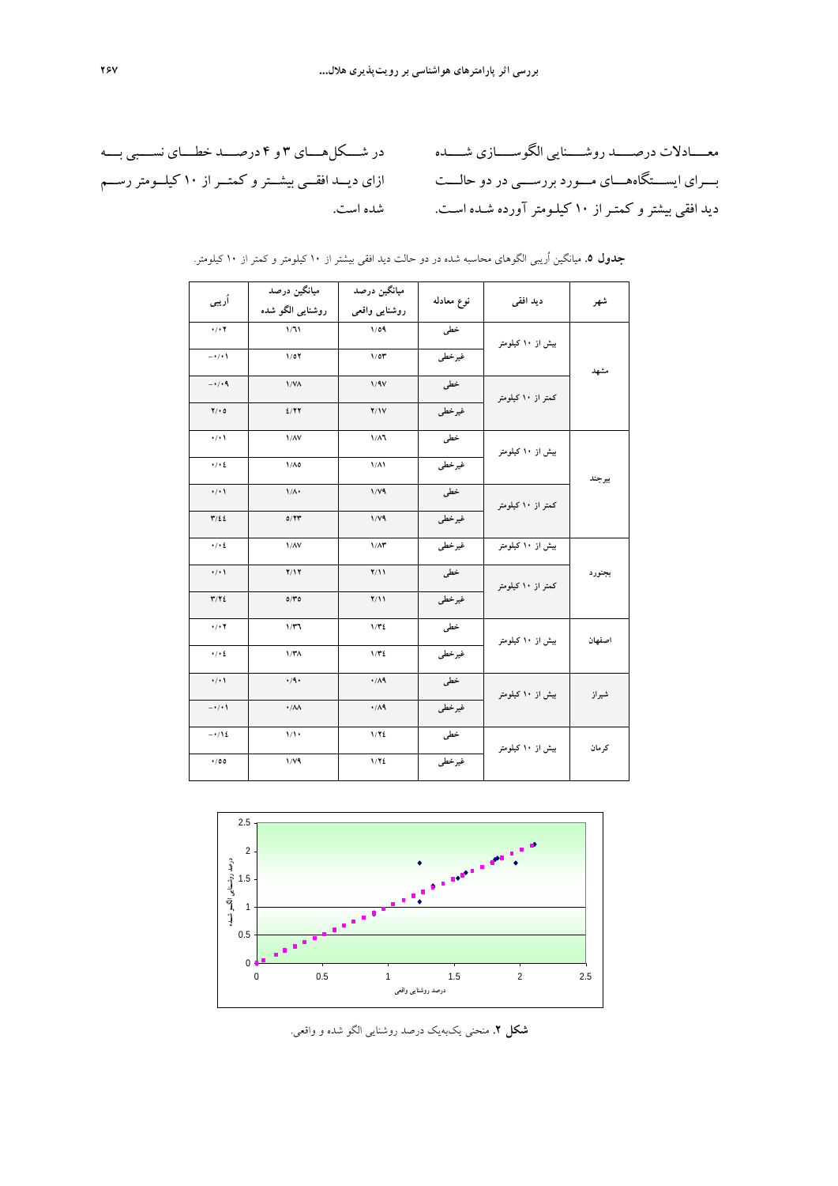معادلات درصد روشنایی الگوسازی شده برای ایستگاه‌های مورد بررسی در دو حالت دید افقی بیشتر و کمتر از ۱۰ کیلومتر آورده شده است. در شکل‌های ۳ و ۴ درصد خطای نسبی به ازای دید افقی بیشتر و کمتر از ۱۰ کیلومتر رسم شده است.

**جدول ۵.** میانگین اُریبی الگوهای محاسبه شده در دو حالت دید افقی بیشتر از ۱۰ کیلومتر و کمتر از ۱۰ کیلومتر.

| شهر | دید افقی | نوع معادله | میانگین درصد روشنایی واقعی | میانگین درصد روشنایی الگو شده | اُریبی |
|---|---|---|---|---|---|
| مشهد | بیش از ۱۰ کیلومتر | خطی | ۱/۵۹ | ۱/۶۱ | ۰/۰۲ |
| | | غیرخطی | ۱/۵۳ | ۱/۵۲ | −۰/۰۱ |
| | کمتر از ۱۰ کیلومتر | خطی | ۱/۹۷ | ۱/۷۸ | −۰/۰۹ |
| | | غیرخطی | ۲/۱۷ | ٤/۲۲ | ۲/۰۵ |
| بیرجند | بیش از ۱۰ کیلومتر | خطی | ۱/۸۶ | ۱/۸۷ | ۰/۰۱ |
| | | غیرخطی | ۱/۸۱ | ۱/۸۵ | ۰/۰٤ |
| | کمتر از ۱۰ کیلومتر | خطی | ۱/۷۹ | ۱/۸۰ | ۰/۰۱ |
| | | غیرخطی | ۱/۷۹ | ۵/۲۳ | ۳/٤٤ |
| بجنورد | بیش از ۱۰ کیلومتر | غیرخطی | ۱/۸۳ | ۱/۸۷ | ۰/۰٤ |
| | کمتر از ۱۰ کیلومتر | خطی | ۲/۱۱ | ۲/۱۲ | ۰/۰۱ |
| | | غیرخطی | ۲/۱۱ | ۵/۳۵ | ۳/۲٤ |
| اصفهان | بیش از ۱۰ کیلومتر | خطی | ۱/۳٤ | ۱/۳۶ | ۰/۰۲ |
| | | غیرخطی | ۱/۳٤ | ۱/۳۸ | ۰/۰٤ |
| شیراز | بیش از ۱۰ کیلومتر | خطی | ۰/۸۹ | ۰/۹۰ | ۰/۰۱ |
| | | غیرخطی | ۰/۸۹ | ۰/۸۸ | −۰/۰۱ |
| کرمان | بیش از ۱۰ کیلومتر | خطی | ۱/۲٤ | ۱/۱۰ | −۰/۱٤ |
| | | غیرخطی | ۱/۲٤ | ۱/۷۹ | ۰/۵۵ |

**شکل ۲.** منحنی یک‌به‌یک درصد روشنایی الگو شده و واقعی.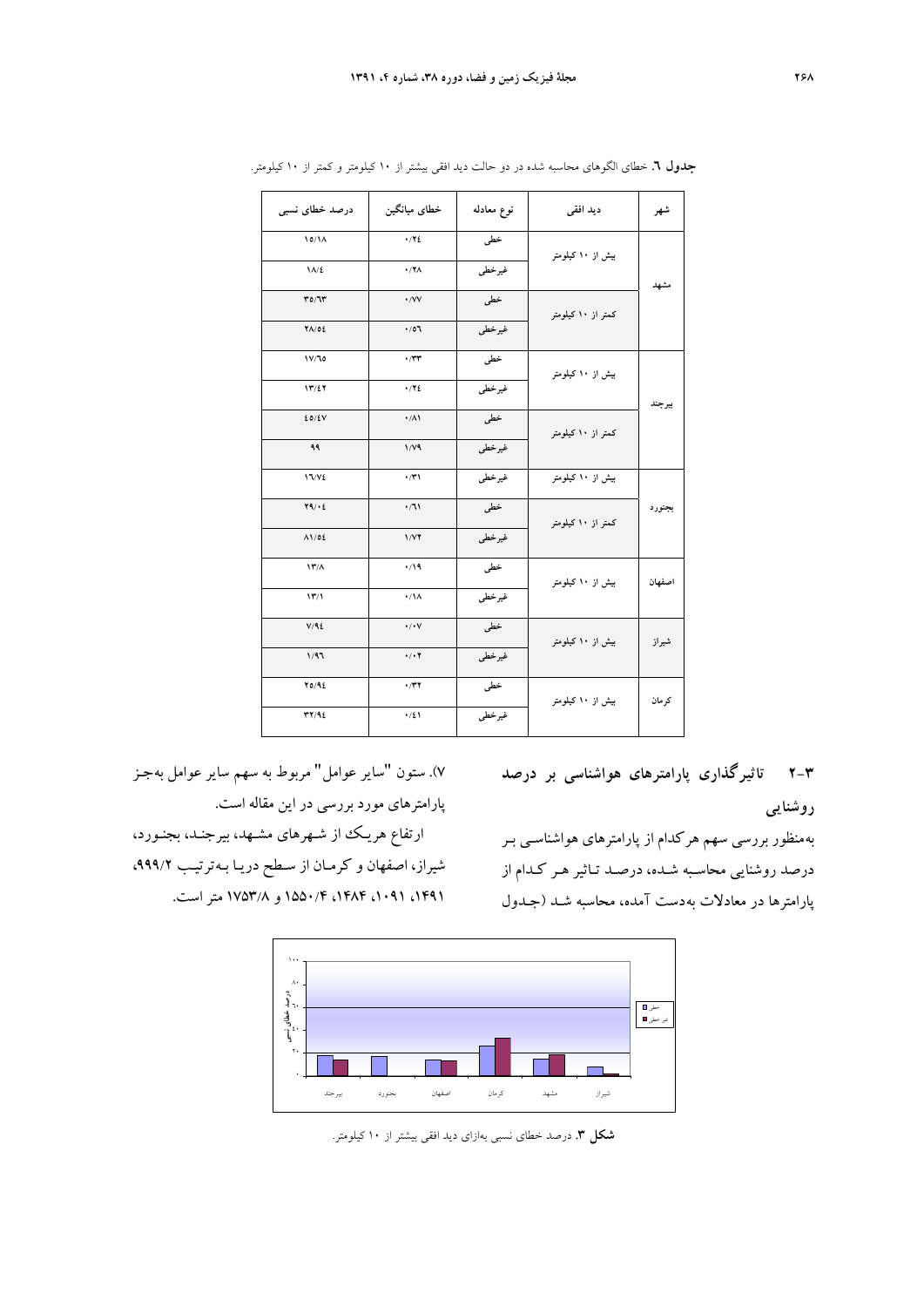**جدول ٦**. خطای الگوهای محاسبه شده در دو حالت دید افقی بیشتر از ۱۰ کیلومتر و کمتر از ۱۰ کیلومتر.

| شهر | دید افقی | نوع معادله | خطای میانگین | درصد خطای نسبی |
|---|---|---|---|---|
| مشهد | بیش از ۱۰ کیلومتر | خطی | ۰/۲٤ | ۱۵/۱۸ |
| | | غیرخطی | ۰/۲۸ | ۱۸/٤ |
| | کمتر از ۱۰ کیلومتر | خطی | ۰/۷۷ | ۳۵/٦۳ |
| | | غیرخطی | ۰/۵٦ | ۲۸/۵٤ |
| بیرجند | بیش از ۱۰ کیلومتر | خطی | ۰/۳۳ | ۱۷/٦۵ |
| | | غیرخطی | ۰/۲٤ | ۱۳/٤۲ |
| | کمتر از ۱۰ کیلومتر | خطی | ۰/۸۱ | ٤۵/٤۷ |
| | | غیرخطی | ۱/۷۹ | ۹۹ |
| بجنورد | بیش از ۱۰ کیلومتر | غیرخطی | ۰/۳۱ | ۱٦/۷٤ |
| | کمتر از ۱۰ کیلومتر | خطی | ۰/٦۱ | ۲۹/۰٤ |
| | | غیرخطی | ۱/۷۲ | ۸۱/۵٤ |
| اصفهان | بیش از ۱۰ کیلومتر | خطی | ۰/۱۹ | ۱۳/۸ |
| | | غیرخطی | ۰/۱۸ | ۱۳/۱ |
| شیراز | بیش از ۱۰ کیلومتر | خطی | ۰/۰۷ | ۷/۹٤ |
| | | غیرخطی | ۰/۰۲ | ۱/۹٦ |
| کرمان | بیش از ۱۰ کیلومتر | خطی | ۰/۳۲ | ۲۵/۹٤ |
| | | غیرخطی | ۰/٤۱ | ۳۲/۹٤ |

## ۳-۲ تاثیرگذاری پارامترهای هواشناسی بر درصد روشنایی

به‌منظور بررسی سهم هرکدام از پارامترهای هواشناسی بر درصد روشنایی محاسبه شده، درصد تاثیر هر کدام از پارامترها در معادلات به‌دست آمده، محاسبه شد (جدول ۷). ستون "سایر عوامل" مربوط به سهم سایر عوامل به‌جز پارامترهای مورد بررسی در این مقاله است.

ارتفاع هریک از شهرهای مشهد، بیرجند، بجنورد، شیراز، اصفهان و کرمان از سطح دریا به‌ترتیب ۹۹۹/۲، ۱۴۹۱، ۱۰۹۱، ۱۴۸۴، ۱۵۵۰/۴ و ۱۷۵۳/۸ متر است.

**شکل ۳**. درصد خطای نسبی به‌ازای دید افقی بیشتر از ۱۰ کیلومتر.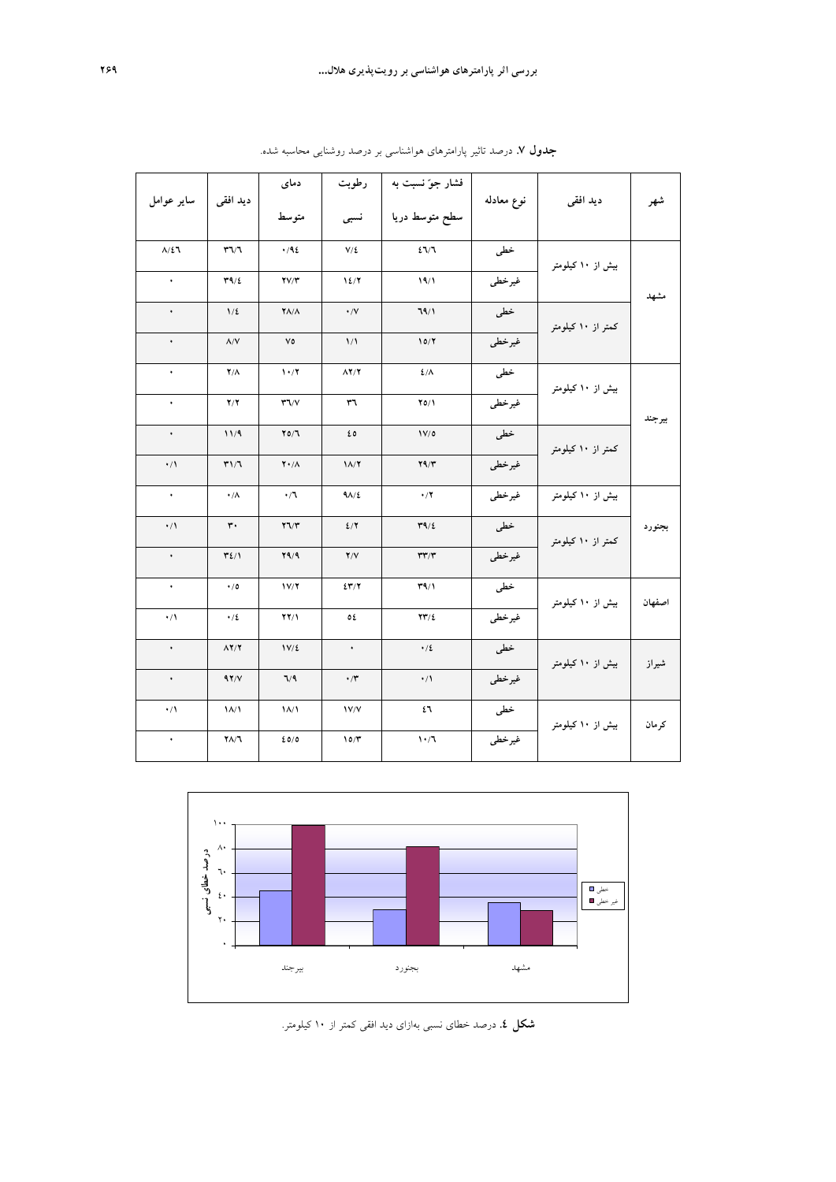**جدول ۷.** درصد تاثیر پارامترهای هواشناسی بر درصد روشنایی محاسبه شده.

| شهر | دید افقی | نوع معادله | فشار جوّ نسبت به سطح متوسط دریا | رطوبت نسبی | دمای متوسط | دید افقی | سایر عوامل |
|---|---|---|---|---|---|---|---|
| مشهد | بیش از ۱۰ کیلومتر | خطی | ۴۶/۶ | ۷/۴ | ۰/۹۴ | ۳۶/۶ | ۸/۴۶ |
| | | غیرخطی | ۱۹/۱ | ۱۴/۲ | ۲۷/۳ | ۳۹/۴ | ۰ |
| | کمتر از ۱۰ کیلومتر | خطی | ۶۹/۱ | ۰/۷ | ۲۸/۸ | ۱/۴ | ۰ |
| | | غیرخطی | ۱۵/۲ | ۱/۱ | ۷۵ | ۸/۷ | ۰ |
| بیرجند | بیش از ۱۰ کیلومتر | خطی | ۴/۸ | ۸۲/۲ | ۱۰/۲ | ۲/۸ | ۰ |
| | | غیرخطی | ۲۵/۱ | ۳۶ | ۳۶/۷ | ۲/۲ | ۰ |
| | کمتر از ۱۰ کیلومتر | خطی | ۱۷/۵ | ۴۵ | ۲۵/۶ | ۱۱/۹ | ۰ |
| | | غیرخطی | ۲۹/۳ | ۱۸/۲ | ۲۰/۸ | ۳۱/۶ | ۰/۱ |
| بجنورد | بیش از ۱۰ کیلومتر | غیرخطی | ۰/۲ | ۹۸/۴ | ۰/۶ | ۰/۸ | ۰ |
| | کمتر از ۱۰ کیلومتر | خطی | ۳۹/۴ | ۴/۲ | ۲۶/۳ | ۳۰ | ۰/۱ |
| | | غیرخطی | ۳۳/۳ | ۲/۷ | ۲۹/۹ | ۳۴/۱ | ۰ |
| اصفهان | بیش از ۱۰ کیلومتر | خطی | ۳۹/۱ | ۴۳/۲ | ۱۷/۲ | ۰/۵ | ۰ |
| | | غیرخطی | ۲۳/۴ | ۵۴ | ۲۲/۱ | ۰/۴ | ۰/۱ |
| شیراز | بیش از ۱۰ کیلومتر | خطی | ۰/۴ | ۰ | ۱۷/۴ | ۸۲/۲ | ۰ |
| | | غیرخطی | ۰/۱ | ۰/۳ | ۶/۹ | ۹۲/۷ | ۰ |
| کرمان | بیش از ۱۰ کیلومتر | خطی | ۴۶ | ۱۷/۷ | ۱۸/۱ | ۱۸/۱ | ۰/۱ |
| | | غیرخطی | ۱۰/۶ | ۱۵/۳ | ۴۵/۵ | ۲۸/۶ | ۰ |

**شکل ۴.** درصد خطای نسبی به‌ازای دید افقی کمتر از ۱۰ کیلومتر.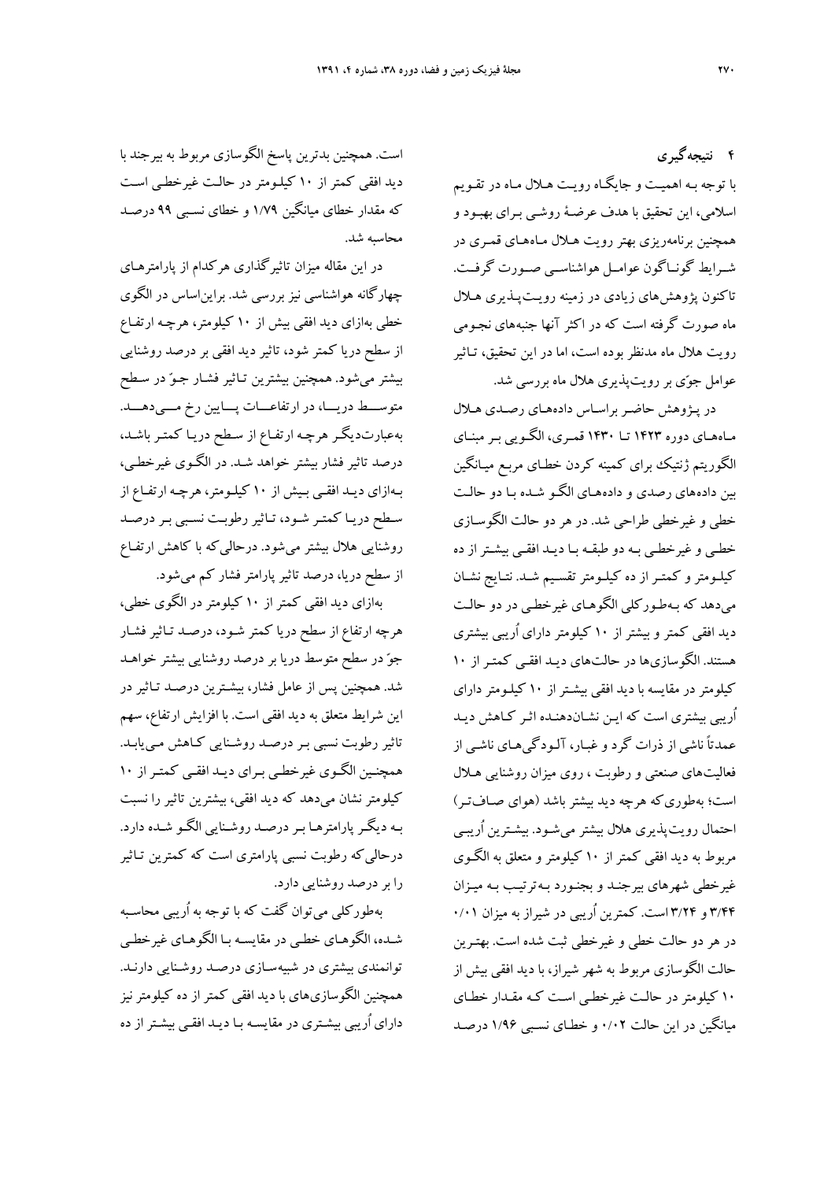## ۴ نتیجه‌گیری

با توجه بـه اهمیـت و جایگـاه رویـت هـلال مـاه در تقـویم اسلامی، این تحقیق با هدف عرضـهٔ روشـی بـرای بهبـود و همچنین برنامه‌ریزی بهتر رویت هـلال مـاه‌هـای قمـری در شـرایط گونـاگون عوامـل هواشناسـی صـورت گرفـت. تاکنون پژوهش‌های زیادی در زمینه رویـت‌پـذیری هـلال ماه صورت گرفته است که در اکثر آنها جنبه‌های نجـومی رویت هلال ماه مدنظر بوده است، اما در این تحقیق، تـاثیر عوامل جوّی بر رویت‌پذیری هلال ماه بررسی شد.

در پـژوهش حاضـر براسـاس داده‌هـای رصـدی هـلال مـاه‌هـای دوره ۱۴۲۳ تـا ۱۴۳۰ قمـری، الگـویی بـر مبنـای الگوریتم ژنتیک برای کمینه کردن خطـای مربـع میـانگین بین داده‌های رصدی و داده‌هـای الگـو شـده بـا دو حالـت خطی و غیرخطی طراحی شد. در هر دو حالت الگوسـازی خطـی و غیرخطـی بـه دو طبقـه بـا دیـد افقـی بیشـتر از ده کیلـومتر و کمتـر از ده کیلـومتر تقسـیم شـد. نتـایج نشـان می‌دهد که بـه‌طـورکلی الگوهـای غیرخطـی در دو حالـت دید افقی کمتر و بیشتر از ۱۰ کیلومتر دارای اُریبی بیشتری هستند. الگوسازی‌ها در حالت‌های دیـد افقـی کمتـر از ۱۰ کیلـومتر در مقایسه با دید افقی بیشـتر از ۱۰ کیلـومتر دارای اُریبی بیشتری است که ایـن نشـان‌دهنـده اثـر کـاهش دیـد عمدتاً ناشی از ذرات گرد و غبـار، آلـودگی‌هـای ناشـی از فعالیت‌های صنعتی و رطوبت ، روی میزان روشنایی هـلال است؛ به‌طوری‌که هرچه دید بیشتر باشد (هوای صـاف‌تـر) احتمال رویت‌پذیری هلال بیشتر می‌شـود. بیشـترین اُریبـی مربوط به دید افقی کمتر از ۱۰ کیلومتر و متعلق به الگـوی غیرخطی شهرهای بیرجنـد و بجنـورد بـه‌ترتیـب بـه میـزان ۳/۴۴ و ۳/۲۴ است. کمترین اُریبی در شیراز به میزان ۰/۰۱ در هر دو حالت خطی و غیرخطی ثبت شده است. بهتـرین حالت الگوسازی مربوط به شهر شیراز، با دید افقی بیش از ۱۰ کیلومتر در حالـت غیرخطـی اسـت کـه مقـدار خطـای میانگین در این حالت ۰/۰۲ و خطـای نسـبی ۱/۹۶ درصـد است. همچنین بدترین پاسخ الگوسازی مربوط به بیرجند با دید افقی کمتر از ۱۰ کیلـومتر در حالـت غیرخطـی اسـت که مقدار خطای میانگین ۱/۷۹ و خطای نسـبی ۹۹ درصـد محاسبه شد.

در این مقاله میزان تاثیرگذاری هرکدام از پارامترهـای چهارگانه هواشناسی نیز بررسی شد. براین‌اساس در الگوی خطی به‌ازای دید افقی بیش از ۱۰ کیلومتر، هرچـه ارتفـاع از سطح دریا کمتر شود، تاثیر دید افقی بر درصد روشنایی بیشتر می‌شود. همچنین بیشترین تـاثیر فشـار جـوّ در سـطح متوسـط دریـا، در ارتفاعـات پـایین رخ مـی‌دهـد. به‌عبارت‌دیگر هرچه ارتفاع از سـطح دریـا کمتـر باشـد، درصد تاثیر فشار بیشتر خواهد شـد. در الگـوی غیرخطـی، بـه‌ازای دیـد افقـی بـیش از ۱۰ کیلـومتر، هرچـه ارتفـاع از سـطح دریـا کمتـر شـود، تـاثیر رطوبـت نسـبی بـر درصـد روشنایی هلال بیشتر می‌شود. درحالی‌که با کاهش ارتفـاع از سطح دریا، درصد تاثیر پارامتر فشار کم می‌شود.

به‌ازای دید افقی کمتر از ۱۰ کیلومتر در الگوی خطی، هرچه ارتفاع از سطح دریا کمتر شـود، درصـد تـاثیر فشـار جوّ در سطح متوسط دریا بر درصد روشنایی بیشتر خواهـد شد. همچنین پس از عامل فشار، بیشـترین درصـد تـاثیر در این شرایط متعلق به دید افقی است. با افزایش ارتفاع، سهم تاثیر رطوبت نسبی بـر درصـد روشـنایی کـاهش مـی‌یابـد. همچنـین الگـوی غیرخطـی بـرای دیـد افقـی کمتـر از ۱۰ کیلومتر نشان می‌دهد که دید افقی، بیشترین تاثیر را نسبت بـه دیگـر پارامترهـا بـر درصـد روشـنایی الگـو شـده دارد. درحالی‌که رطوبت نسبی پارامتری است که کمترین تـاثیر را بر درصد روشنایی دارد.

به‌طورکلی می‌توان گفت که با توجه به اُریبی محاسـبه شـده، الگوهـای خطـی در مقایسـه بـا الگوهـای غیرخطـی توانمندی بیشتری در شبیه‌سـازی درصـد روشـنایی دارنـد. همچنین الگوسازی‌های با دید افقی کمتر از ده کیلومتر نیز دارای اُریبی بیشـتری در مقایسـه بـا دیـد افقـی بیشـتر از ده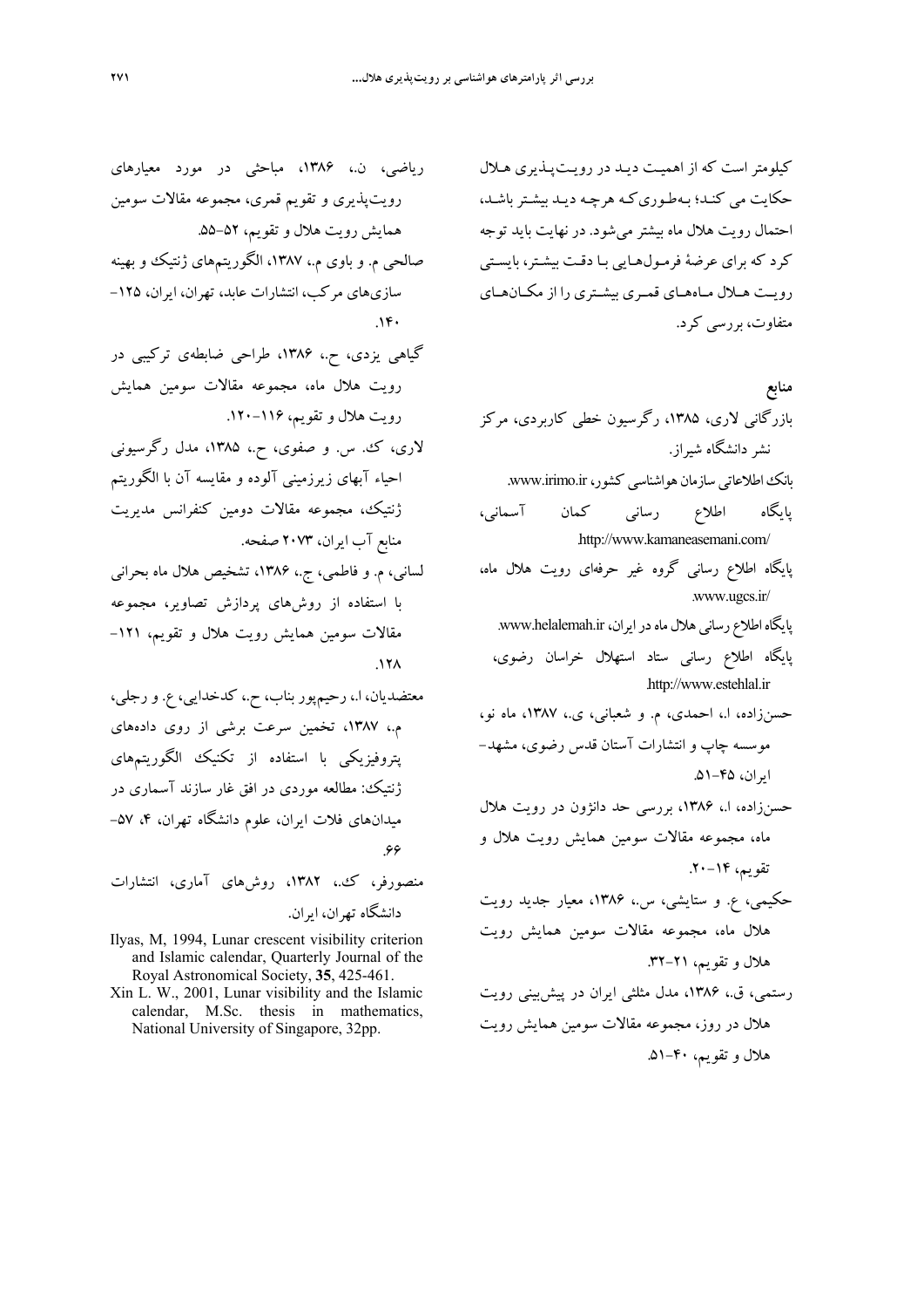کیلومتر است که از اهمیت دید در رویت‌پذیری هلال حکایت می کند؛ به‌طوری‌که هرچه دید بیشتر باشد، احتمال رویت هلال ماه بیشتر می‌شود. در نهایت باید توجه کرد که برای عرضهٔ فرمول‌هایی با دقت بیشتر، بایستی رویت هلال ماه‌های قمری بیشتری را از مکان‌های متفاوت، بررسی کرد.

## منابع

بازرگانی لاری، ۱۳۸۵، رگرسیون خطی کاربردی، مرکز نشر دانشگاه شیراز.

بانک اطلاعاتی سازمان هواشناسی کشور، www.irimo.ir.

پایگاه اطلاع رسانی کمان آسمانی، http://www.kamaneasemani.com/.

پایگاه اطلاع رسانی گروه غیر حرفه‌ای رویت هلال ماه، www.ugcs.ir/.

پایگاه اطلاع رسانی هلال ماه در ایران، www.helalemah.ir.

پایگاه اطلاع رسانی ستاد استهلال خراسان رضوی، http://www.estehlal.ir.

حسن‌زاده، ا.، احمدی، م. و شعبانی، ی.، ۱۳۸۷، ماه نو، موسسه چاپ و انتشارات آستان قدس رضوی، مشهد- ایران، ۴۵-۵۱.

حسن‌زاده، ا.، ۱۳۸۶، بررسی حد دانژون در رویت هلال ماه، مجموعه مقالات سومین همایش رویت هلال و تقویم، ۱۴-۲۰.

حکیمی، ع. و ستایشی، س.، ۱۳۸۶، معیار جدید رویت هلال ماه، مجموعه مقالات سومین همایش رویت هلال و تقویم، ۲۱-۳۲.

رستمی، ق.، ۱۳۸۶، مدل مثلثی ایران در پیش‌بینی رویت هلال در روز، مجموعه مقالات سومین همایش رویت هلال و تقویم، ۴۰-۵۱.

ریاضی، ن.، ۱۳۸۶، مباحثی در مورد معیارهای رویت‌پذیری و تقویم قمری، مجموعه مقالات سومین همایش رویت هلال و تقویم، ۵۲-۵۵.

صالحی م. و باوی م.، ۱۳۸۷، الگوریتم‌های ژنتیک و بهینه سازی‌های مرکب، انتشارات عابد، تهران، ایران، ۱۲۵-۱۴۰.

گیاهی یزدی، ح.، ۱۳۸۶، طراحی ضابطه‌ی ترکیبی در رویت هلال ماه، مجموعه مقالات سومین همایش رویت هلال و تقویم، ۱۱۶-۱۲۰.

لاری، ک. س. و صفوی، ح.، ۱۳۸۵، مدل رگرسیونی احیاء آبهای زیرزمینی آلوده و مقایسه آن با الگوریتم ژنتیک، مجموعه مقالات دومین کنفرانس مدیریت منابع آب ایران، ۲۰۷۳ صفحه.

لسانی، م. و فاطمی، ج.، ۱۳۸۶، تشخیص هلال ماه بحرانی با استفاده از روش‌های پردازش تصاویر، مجموعه مقالات سومین همایش رویت هلال و تقویم، ۱۲۱-۱۲۸.

معتضدیان، ا.، رحیم‌پور بناب، ح.، کدخدایی، ع. و رجلی، م.، ۱۳۸۷، تخمین سرعت برشی از روی داده‌های پتروفیزیکی با استفاده از تکنیک الگوریتم‌های ژنتیک: مطالعه موردی در افق غار سازند آسماری در میدان‌های فلات ایران، علوم دانشگاه تهران، ۴، ۵۷-۶۶.

منصورفر، ک.، ۱۳۸۲، روش‌های آماری، انتشارات دانشگاه تهران، ایران.

Ilyas, M, 1994, Lunar crescent visibility criterion and Islamic calendar, Quarterly Journal of the Royal Astronomical Society, **35**, 425-461.

Xin L. W., 2001, Lunar visibility and the Islamic calendar, M.Sc. thesis in mathematics, National University of Singapore, 32pp.